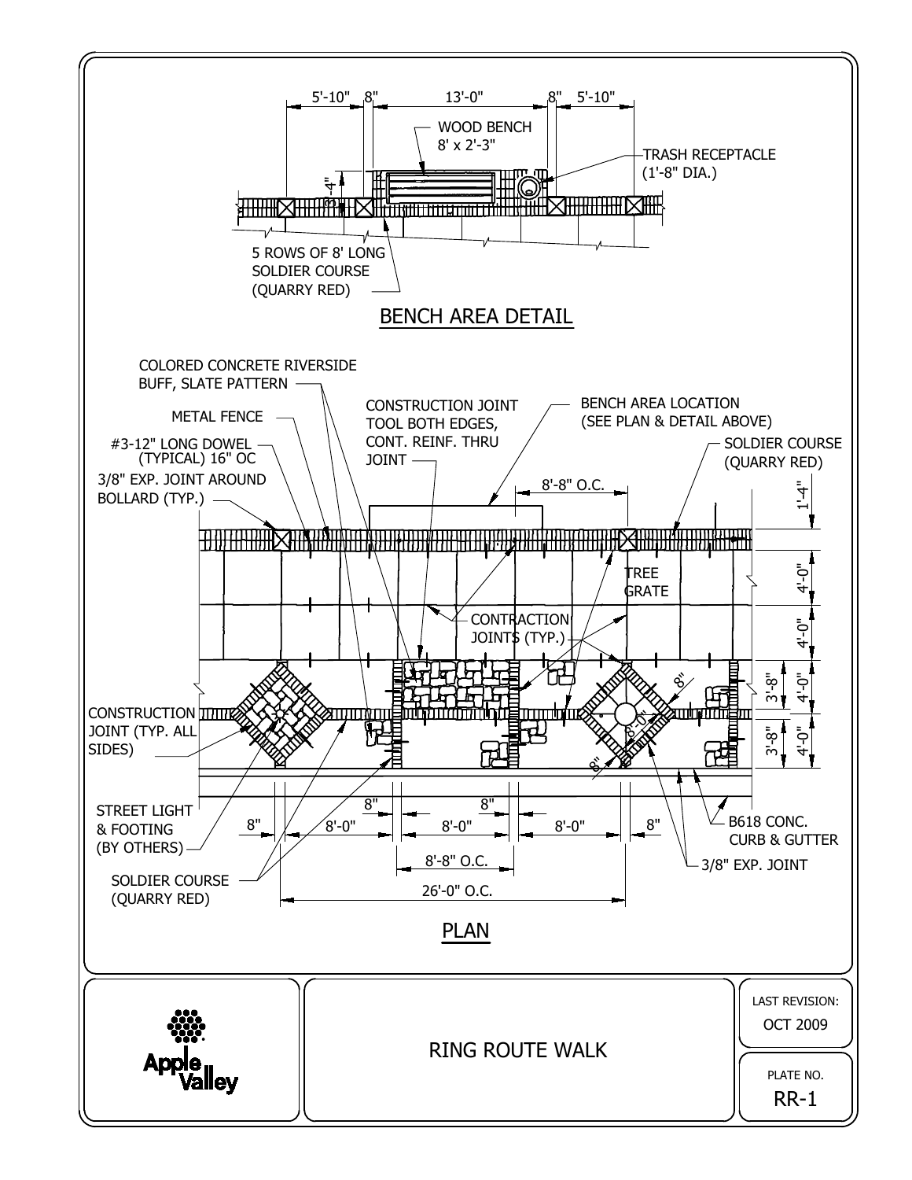## BENCH AREA DETAIL

5'-10" | 8" | 13'-0" | 8" | 5'-10"

WOOD BENCH
8' x 2'-3"

TRASH RECEPTACLE
(1'-8" DIA.)

3'-4"

5 ROWS OF 8' LONG
SOLDIER COURSE
(QUARRY RED)

## PLAN

COLORED CONCRETE RIVERSIDE BUFF, SLATE PATTERN

METAL FENCE

#3-12" LONG DOWEL (TYPICAL) 16" OC

3/8" EXP. JOINT AROUND BOLLARD (TYP.)

CONSTRUCTION JOINT TOOL BOTH EDGES, CONT. REINF. THRU JOINT

BENCH AREA LOCATION (SEE PLAN & DETAIL ABOVE)

SOLDIER COURSE (QUARRY RED)

8'-8" O.C.

1'-4"

4'-0"

4'-0"

TREE GRATE

CONTRACTION JOINTS (TYP.)

3'-8" | 4'-0"

3'-8" | 4'-0"

8"

8'-0"

8"

CONSTRUCTION JOINT (TYP. ALL SIDES)

STREET LIGHT & FOOTING (BY OTHERS)

SOLDIER COURSE (QUARRY RED)

B618 CONC. CURB & GUTTER

3/8" EXP. JOINT

8" | 8'-0" | 8" | 8'-0" | 8" | 8'-0" | 8"

8'-8" O.C.

26'-0" O.C.

---

Apple Valley

RING ROUTE WALK

LAST REVISION: OCT 2009

PLATE NO. RR-1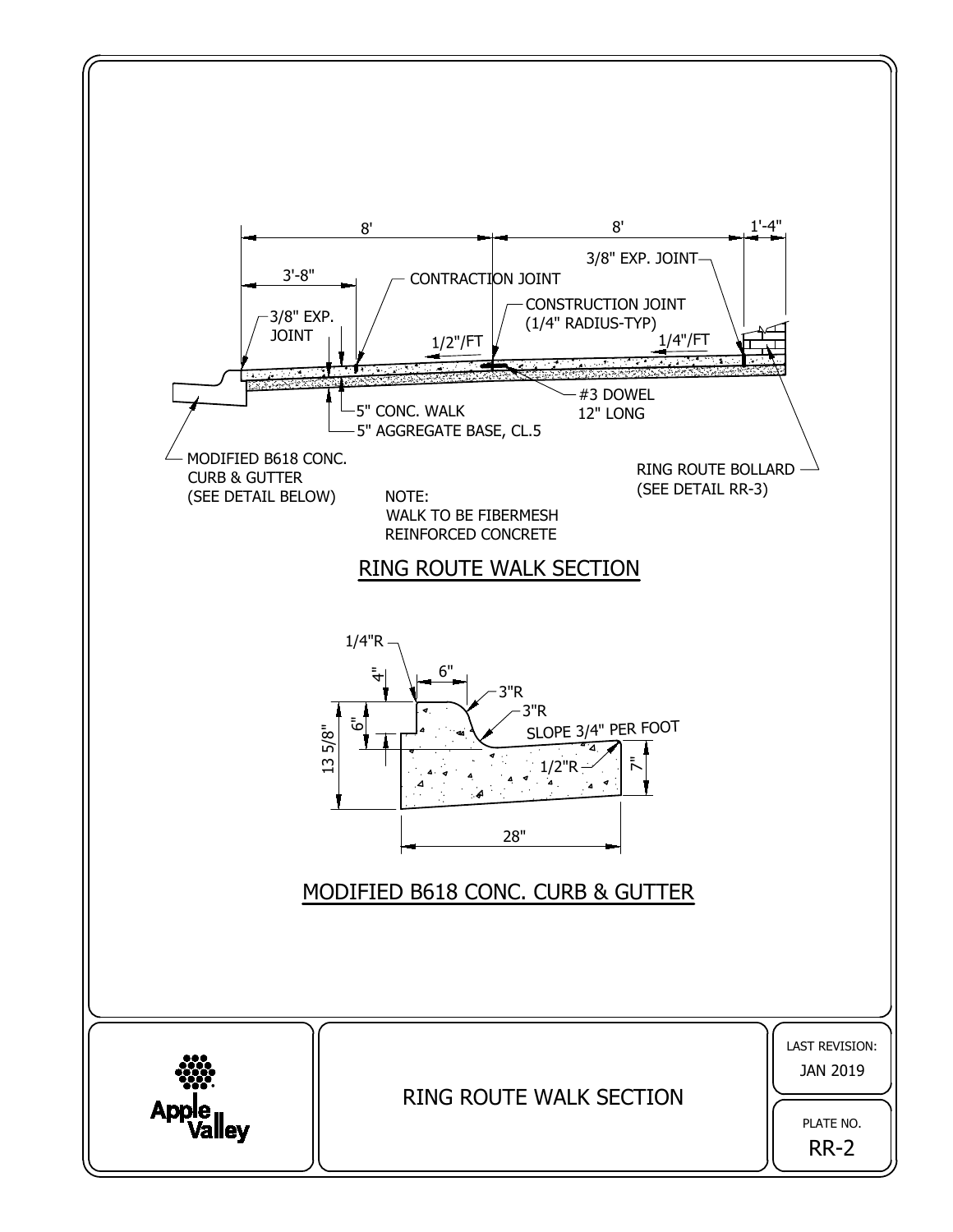## RING ROUTE WALK SECTION

8' | 8' | 1'-4"

3'-8"

3/8" EXP. JOINT

CONTRACTION JOINT

CONSTRUCTION JOINT (1/4" RADIUS-TYP)

3/8" EXP. JOINT

1/2"/FT

1/4"/FT

5" CONC. WALK

5" AGGREGATE BASE, CL.5

#3 DOWEL 12" LONG

MODIFIED B618 CONC. CURB & GUTTER (SEE DETAIL BELOW)

RING ROUTE BOLLARD (SEE DETAIL RR-3)

NOTE:
WALK TO BE FIBERMESH REINFORCED CONCRETE

## MODIFIED B618 CONC. CURB & GUTTER

1/4"R

4"

6"

3"R

3"R

6"

13 5/8"

SLOPE 3/4" PER FOOT

1/2"R

7"

28"

---

Apple Valley

RING ROUTE WALK SECTION

LAST REVISION: JAN 2019

PLATE NO. RR-2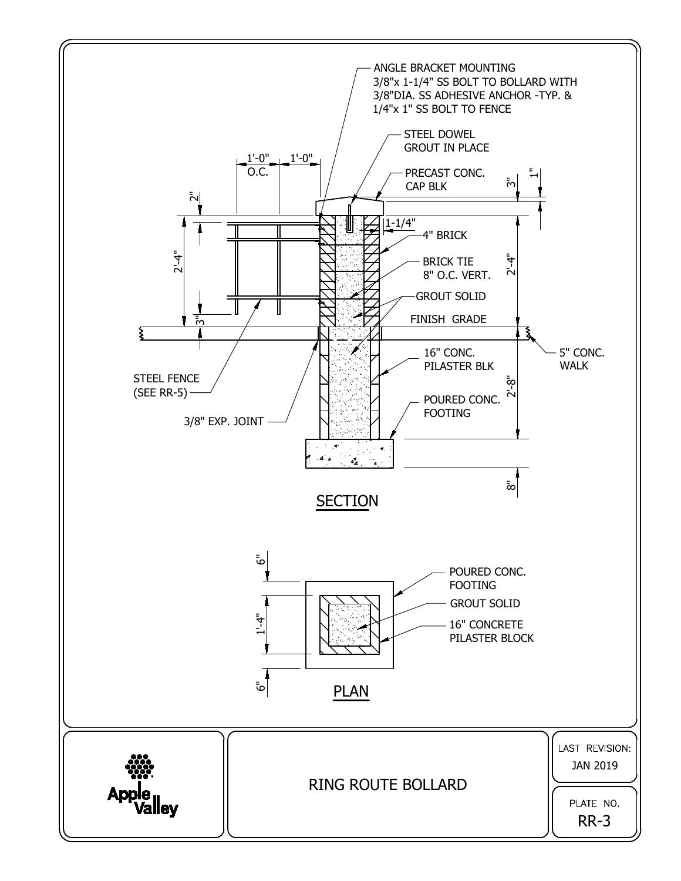## SECTION

ANGLE BRACKET MOUNTING
3/8"x 1-1/4" SS BOLT TO BOLLARD WITH
3/8"DIA. SS ADHESIVE ANCHOR -TYP. &
1/4"x 1" SS BOLT TO FENCE

STEEL DOWEL
GROUT IN PLACE

PRECAST CONC.
CAP BLK

1'-0" O.C.
1'-0"
2"
3"
1"
1-1/4"
2'-4"
2'-4"
3"
2'-8"
8"

4" BRICK

BRICK TIE
8" O.C. VERT.

GROUT SOLID

FINISH GRADE

5" CONC.
WALK

16" CONC.
PILASTER BLK

POURED CONC.
FOOTING

STEEL FENCE
(SEE RR-5)

3/8" EXP. JOINT

## PLAN

6"
1'-4"
6"

POURED CONC.
FOOTING

GROUT SOLID

16" CONCRETE
PILASTER BLOCK

Apple Valley

RING ROUTE BOLLARD

LAST REVISION:
JAN 2019

PLATE NO.
RR-3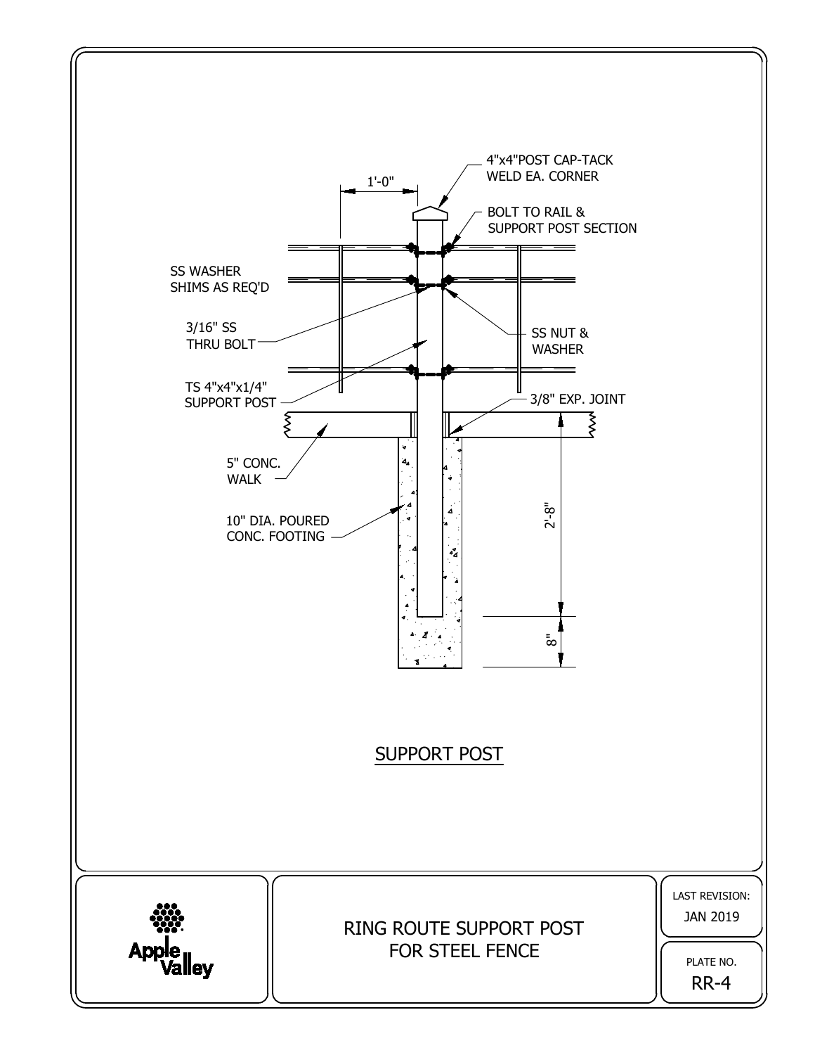4"x4"POST CAP-TACK WELD EA. CORNER

1'-0"

BOLT TO RAIL & SUPPORT POST SECTION

SS WASHER SHIMS AS REQ'D

3/16" SS THRU BOLT

SS NUT & WASHER

TS 4"x4"x1/4" SUPPORT POST

3/8" EXP. JOINT

5" CONC. WALK

10" DIA. POURED CONC. FOOTING

2'-8"

8"

## SUPPORT POST

Apple Valley

RING ROUTE SUPPORT POST FOR STEEL FENCE

LAST REVISION: JAN 2019

PLATE NO. RR-4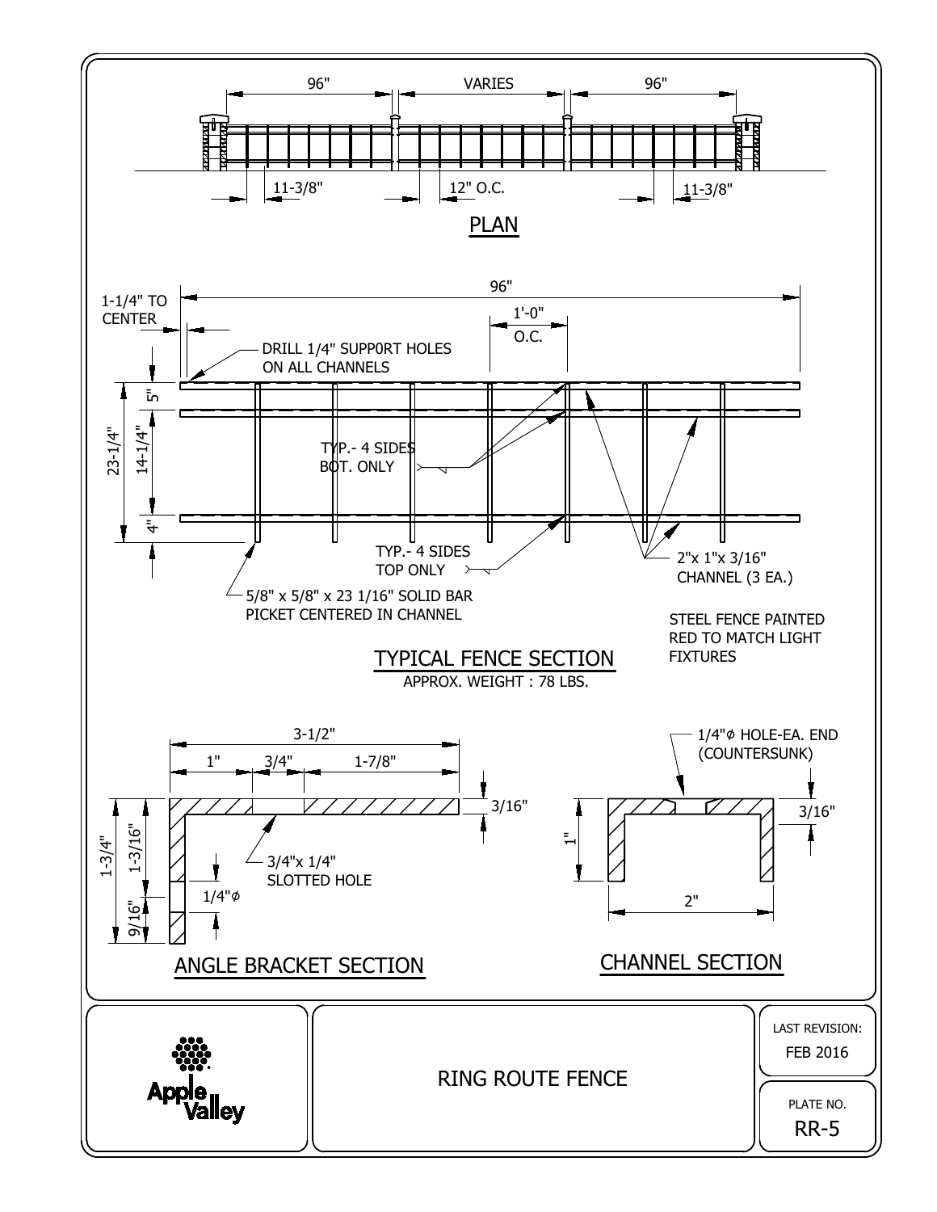## PLAN

96" | VARIES | 96"

11-3/8" | 12" O.C. | 11-3/8"

## TYPICAL FENCE SECTION

APPROX. WEIGHT : 78 LBS.

- 96"
- 1-1/4" TO CENTER
- 1'-0" O.C.
- DRILL 1/4" SUPP0RT HOLES ON ALL CHANNELS
- 5"
- 23-1/4"
- 14-1/4"
- 4"
- TYP.- 4 SIDES BOT. ONLY
- TYP.- 4 SIDES TOP ONLY
- 2"x 1"x 3/16" CHANNEL (3 EA.)
- 5/8" x 5/8" x 23 1/16" SOLID BAR PICKET CENTERED IN CHANNEL

STEEL FENCE PAINTED RED TO MATCH LIGHT FIXTURES

## ANGLE BRACKET SECTION

- 3-1/2"
- 1"
- 3/4"
- 1-7/8"
- 3/16"
- 1-3/4"
- 1-3/16"
- 9/16"
- 1/4"ϕ
- 3/4"x 1/4" SLOTTED HOLE

## CHANNEL SECTION

- 1/4"ϕ HOLE-EA. END (COUNTERSUNK)
- 3/16"
- 1"
- 2"

Apple Valley

RING ROUTE FENCE

LAST REVISION: FEB 2016

PLATE NO. RR-5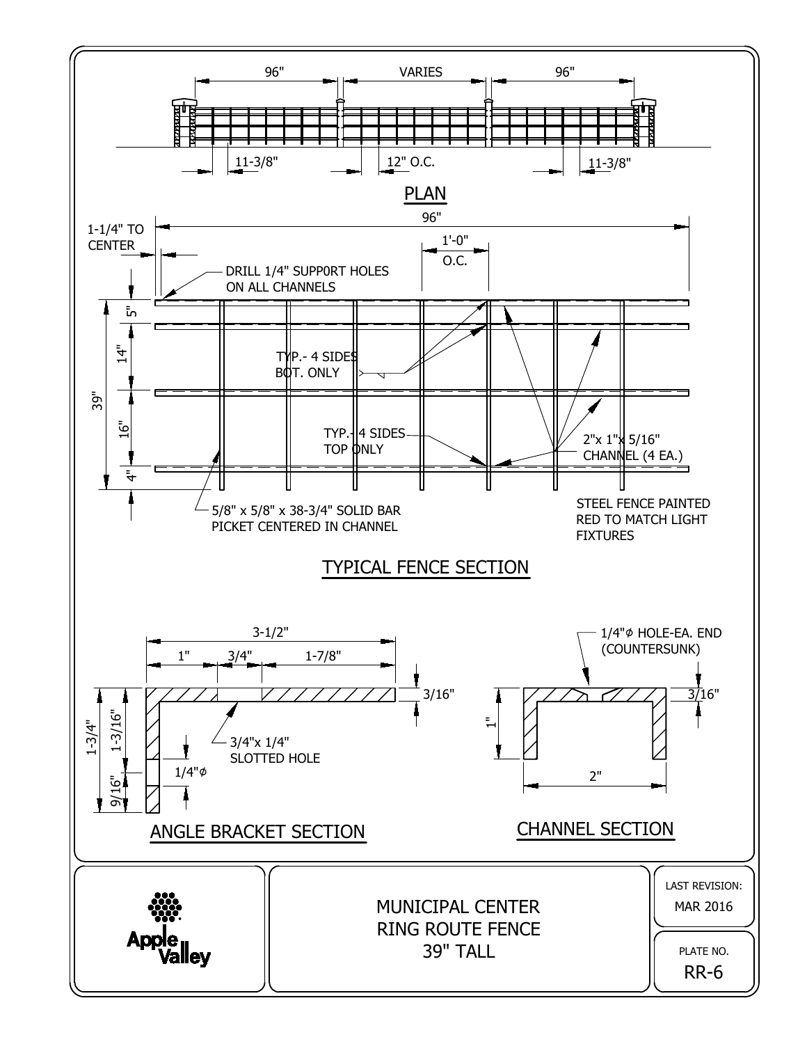## PLAN

96" — VARIES — 96"

11-3/8" — 12" O.C. — 11-3/8"

## TYPICAL FENCE SECTION

96"

1-1/4" TO CENTER

1'-0" O.C.

DRILL 1/4" SUPP0RT HOLES ON ALL CHANNELS

39"

5"

14"

16"

4"

TYP.- 4 SIDES BOT. ONLY

TYP.- 4 SIDES TOP ONLY

2"x 1"x 5/16" CHANNEL (4 EA.)

5/8" x 5/8" x 38-3/4" SOLID BAR PICKET CENTERED IN CHANNEL

STEEL FENCE PAINTED RED TO MATCH LIGHT FIXTURES

## ANGLE BRACKET SECTION

3-1/2"

1" — 3/4" — 1-7/8"

3/16"

1-3/4"

1-3/16"

9/16"

3/4"x 1/4" SLOTTED HOLE

1/4"ϕ

## CHANNEL SECTION

1/4"ϕ HOLE-EA. END (COUNTERSUNK)

3/16"

1"

2"

---

Apple Valley

MUNICIPAL CENTER
RING ROUTE FENCE
39" TALL

LAST REVISION: MAR 2016

PLATE NO. RR-6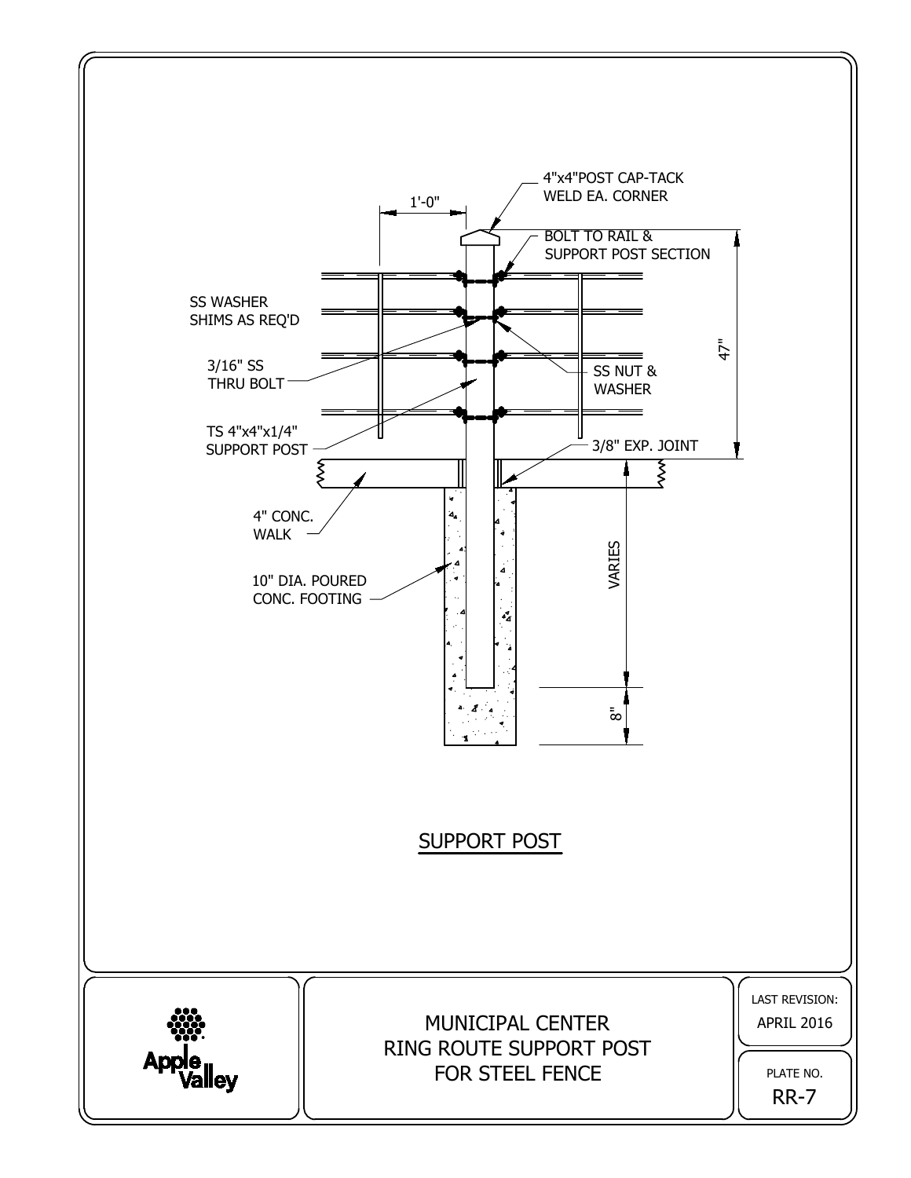4"x4"POST CAP-TACK WELD EA. CORNER

1'-0"

BOLT TO RAIL & SUPPORT POST SECTION

SS WASHER SHIMS AS REQ'D

3/16" SS THRU BOLT

SS NUT & WASHER

47"

TS 4"x4"x1/4" SUPPORT POST

3/8" EXP. JOINT

4" CONC. WALK

VARIES

10" DIA. POURED CONC. FOOTING

8"

## SUPPORT POST

MUNICIPAL CENTER
RING ROUTE SUPPORT POST
FOR STEEL FENCE

Apple Valley

LAST REVISION:
APRIL 2016

PLATE NO.
RR-7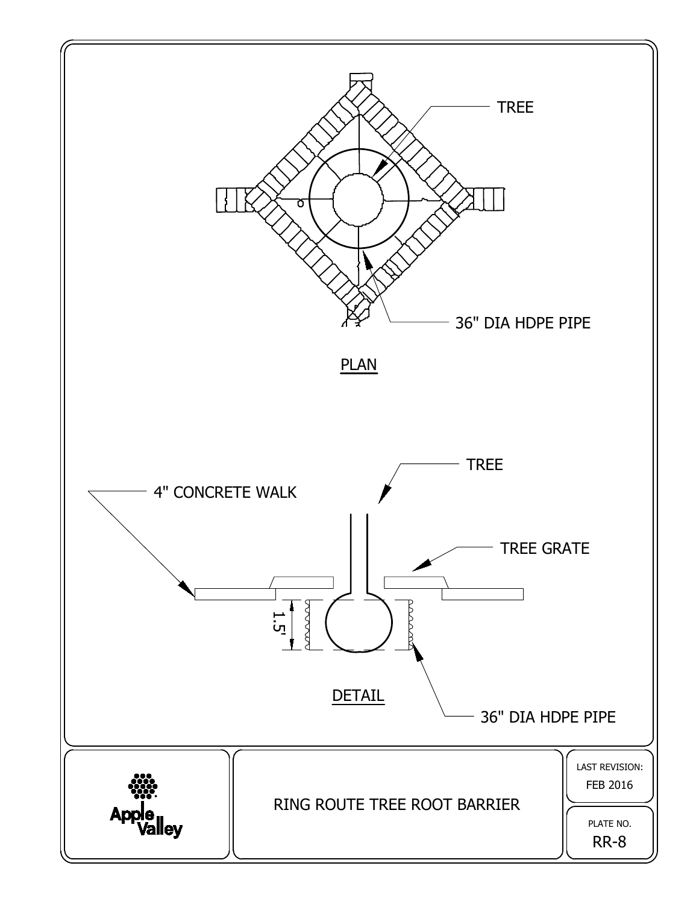TREE

36" DIA HDPE PIPE

PLAN

TREE

4" CONCRETE WALK

TREE GRATE

1.5'

DETAIL

36" DIA HDPE PIPE

Apple Valley

RING ROUTE TREE ROOT BARRIER

LAST REVISION:
FEB 2016

PLATE NO.
RR-8